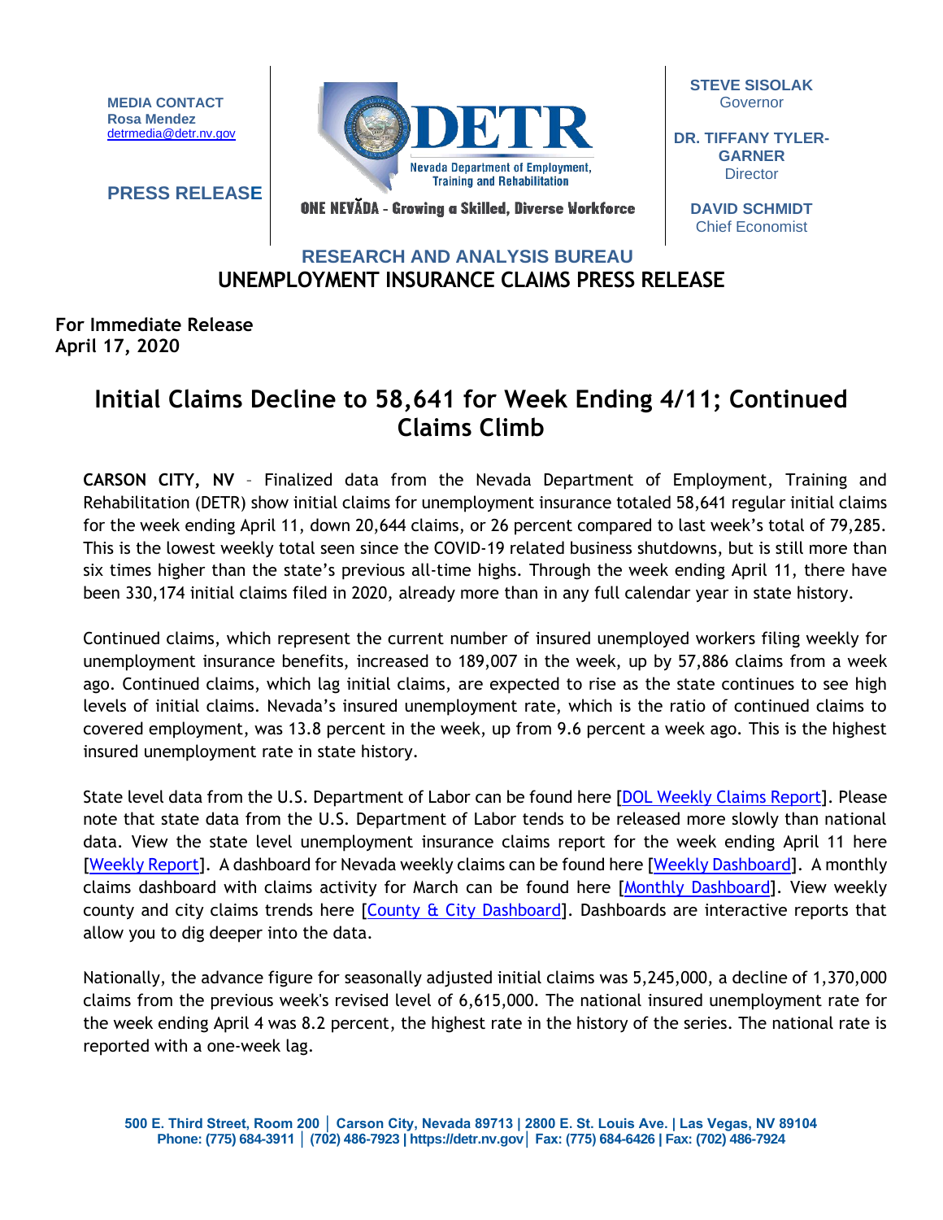**MEDIA CONTACT**
**Rosa Mendez**
detrmedia@detr.nv.gov

**PRESS RELEASE**

DETR
Nevada Department of Employment, Training and Rehabilitation

ONE NEVĂDA - Growing a Skilled, Diverse Workforce

**STEVE SISOLAK**
Governor

**DR. TIFFANY TYLER-GARNER**
Director

**DAVID SCHMIDT**
Chief Economist

## RESEARCH AND ANALYSIS BUREAU

## UNEMPLOYMENT INSURANCE CLAIMS PRESS RELEASE

**For Immediate Release**
**April 17, 2020**

# Initial Claims Decline to 58,641 for Week Ending 4/11; Continued Claims Climb

**CARSON CITY, NV** – Finalized data from the Nevada Department of Employment, Training and Rehabilitation (DETR) show initial claims for unemployment insurance totaled 58,641 regular initial claims for the week ending April 11, down 20,644 claims, or 26 percent compared to last week's total of 79,285. This is the lowest weekly total seen since the COVID-19 related business shutdowns, but is still more than six times higher than the state's previous all-time highs. Through the week ending April 11, there have been 330,174 initial claims filed in 2020, already more than in any full calendar year in state history.

Continued claims, which represent the current number of insured unemployed workers filing weekly for unemployment insurance benefits, increased to 189,007 in the week, up by 57,886 claims from a week ago. Continued claims, which lag initial claims, are expected to rise as the state continues to see high levels of initial claims. Nevada's insured unemployment rate, which is the ratio of continued claims to covered employment, was 13.8 percent in the week, up from 9.6 percent a week ago. This is the highest insured unemployment rate in state history.

State level data from the U.S. Department of Labor can be found here [DOL Weekly Claims Report]. Please note that state data from the U.S. Department of Labor tends to be released more slowly than national data. View the state level unemployment insurance claims report for the week ending April 11 here [Weekly Report]. A dashboard for Nevada weekly claims can be found here [Weekly Dashboard]. A monthly claims dashboard with claims activity for March can be found here [Monthly Dashboard]. View weekly county and city claims trends here [County & City Dashboard]. Dashboards are interactive reports that allow you to dig deeper into the data.

Nationally, the advance figure for seasonally adjusted initial claims was 5,245,000, a decline of 1,370,000 claims from the previous week's revised level of 6,615,000. The national insured unemployment rate for the week ending April 4 was 8.2 percent, the highest rate in the history of the series. The national rate is reported with a one-week lag.

500 E. Third Street, Room 200 | Carson City, Nevada 89713 | 2800 E. St. Louis Ave. | Las Vegas, NV 89104
Phone: (775) 684-3911 | (702) 486-7923 | https://detr.nv.gov | Fax: (775) 684-6426 | Fax: (702) 486-7924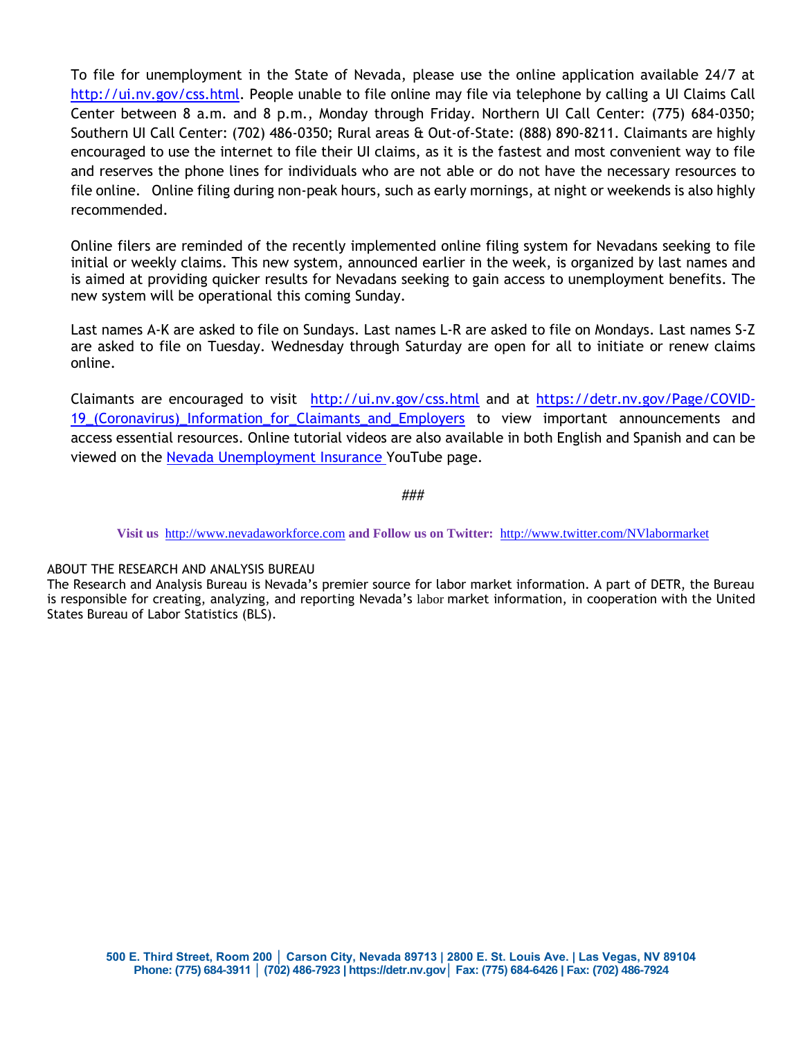To file for unemployment in the State of Nevada, please use the online application available 24/7 at [http://ui.nv.gov/css.html](http://ui.nv.gov/css.html). People unable to file online may file via telephone by calling a UI Claims Call Center between 8 a.m. and 8 p.m., Monday through Friday. Northern UI Call Center: (775) 684-0350; Southern UI Call Center: (702) 486-0350; Rural areas & Out-of-State: (888) 890-8211. Claimants are highly encouraged to use the internet to file their UI claims, as it is the fastest and most convenient way to file and reserves the phone lines for individuals who are not able or do not have the necessary resources to file online. Online filing during non-peak hours, such as early mornings, at night or weekends is also highly recommended.

Online filers are reminded of the recently implemented online filing system for Nevadans seeking to file initial or weekly claims. This new system, announced earlier in the week, is organized by last names and is aimed at providing quicker results for Nevadans seeking to gain access to unemployment benefits. The new system will be operational this coming Sunday.

Last names A-K are asked to file on Sundays. Last names L-R are asked to file on Mondays. Last names S-Z are asked to file on Tuesday. Wednesday through Saturday are open for all to initiate or renew claims online.

Claimants are encouraged to visit [http://ui.nv.gov/css.html](http://ui.nv.gov/css.html) and at [https://detr.nv.gov/Page/COVID-19_(Coronavirus)_Information_for_Claimants_and_Employers](https://detr.nv.gov/Page/COVID-19_(Coronavirus)_Information_for_Claimants_and_Employers) to view important announcements and access essential resources. Online tutorial videos are also available in both English and Spanish and can be viewed on the Nevada Unemployment Insurance YouTube page.

###

**Visit us** [http://www.nevadaworkforce.com](http://www.nevadaworkforce.com) **and Follow us on Twitter:** [http://www.twitter.com/NVlabormarket](http://www.twitter.com/NVlabormarket)

ABOUT THE RESEARCH AND ANALYSIS BUREAU

The Research and Analysis Bureau is Nevada's premier source for labor market information. A part of DETR, the Bureau is responsible for creating, analyzing, and reporting Nevada's labor market information, in cooperation with the United States Bureau of Labor Statistics (BLS).